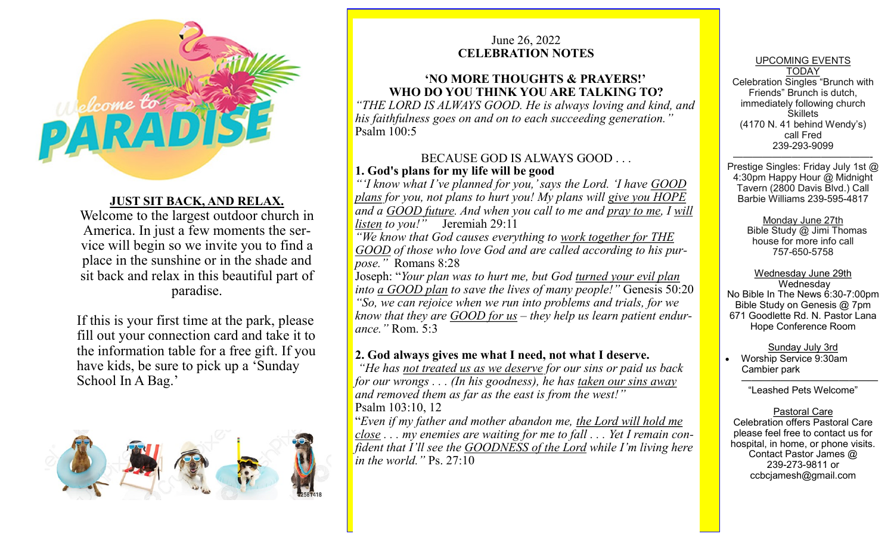**JUST SIT BACK, AND RELAX.**

Welcome to the largest outdoor church in America. In just a few moments the service will begin so we invite you to find a place in the sunshine or in the shade and sit back and relax in this beautiful part of paradise.

If this is your first time at the park, please fill out your connection card and take it to the information table for a free gift. If you have kids, be sure to pick up a 'Sunday School In A Bag.'

June 26, 2022
**CELEBRATION NOTES**

## 'NO MORE THOUGHTS & PRAYERS!' WHO DO YOU THINK YOU ARE TALKING TO?

*"THE LORD IS ALWAYS GOOD. He is always loving and kind, and his faithfulness goes on and on to each succeeding generation."* Psalm 100:5

BECAUSE GOD IS ALWAYS GOOD . . .

**1. God's plans for my life will be good**

*"'I know what I've planned for you,' says the Lord. 'I have GOOD plans for you, not plans to hurt you! My plans will give you HOPE and a GOOD future. And when you call to me and pray to me, I will listen to you!"* Jeremiah 29:11

*"We know that God causes everything to work together for THE GOOD of those who love God and are called according to his purpose."* Romans 8:28

Joseph: "*Your plan was to hurt me, but God turned your evil plan into a GOOD plan to save the lives of many people!"* Genesis 50:20

*"So, we can rejoice when we run into problems and trials, for we know that they are GOOD for us – they help us learn patient endurance."* Rom. 5:3

**2. God always gives me what I need, not what I deserve.**

*"He has not treated us as we deserve for our sins or paid us back for our wrongs . . . (In his goodness), he has taken our sins away and removed them as far as the east is from the west!"* Psalm 103:10, 12

"*Even if my father and mother abandon me, the Lord will hold me close . . . my enemies are waiting for me to fall . . . Yet I remain confident that I'll see the GOODNESS of the Lord while I'm living here in the world."* Ps. 27:10

UPCOMING EVENTS

TODAY
Celebration Singles "Brunch with Friends" Brunch is dutch, immediately following church
Skillets
(4170 N. 41 behind Wendy's)
call Fred
239-293-9099

---

Prestige Singles: Friday July 1st @ 4:30pm Happy Hour @ Midnight Tavern (2800 Davis Blvd.) Call Barbie Williams 239-595-4817

Monday June 27th
Bible Study @ Jimi Thomas house for more info call
757-650-5758

Wednesday June 29th
Wednesday
No Bible In The News 6:30-7:00pm
Bible Study on Genesis @ 7pm
671 Goodlette Rd. N. Pastor Lana
Hope Conference Room

Sunday July 3rd

- Worship Service 9:30am Cambier park

---

"Leashed Pets Welcome"

Pastoral Care
Celebration offers Pastoral Care please feel free to contact us for hospital, in home, or phone visits.
Contact Pastor James @
239-273-9811 or
ccbcjamesh@gmail.com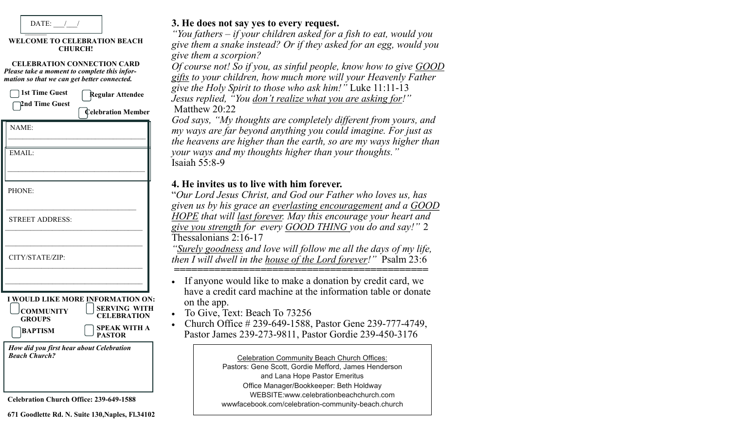DATE: ___/___/

**WELCOME TO CELEBRATION BEACH CHURCH!**

**CELEBRATION CONNECTION CARD**

***Please take a moment to complete this information so that we can get better connected.***

- [ ] **1st Time Guest**
- [ ] **Regular Attendee**
- [ ] **2nd Time Guest**
- [ ] **Celebration Member**

NAME: ______________________________

EMAIL: ______________________________

PHONE: ______________________________

STREET ADDRESS: ______________________________

______________________________

CITY/STATE/ZIP: ______________________________

______________________________

**I WOULD LIKE MORE INFORMATION ON:**

- [ ] **COMMUNITY GROUPS**
- [ ] **SERVING WITH CELEBRATION**
- [ ] **BAPTISM**
- [ ] **SPEAK WITH A PASTOR**

***How did you first hear about Celebration Beach Church?***

**Celebration Church Office: 239-649-1588**

**671 Goodlette Rd. N. Suite 130,Naples, Fl.34102**

### 3. He does not say yes to every request.

*"You fathers – if your children asked for a fish to eat, would you give them a snake instead? Or if they asked for an egg, would you give them a scorpion? Of course not! So if you, as sinful people, know how to give GOOD gifts to your children, how much more will your Heavenly Father give the Holy Spirit to those who ask him!"* Luke 11:11-13

*Jesus replied, "You don't realize what you are asking for!"* Matthew 20:22

*God says, "My thoughts are completely different from yours, and my ways are far beyond anything you could imagine. For just as the heavens are higher than the earth, so are my ways higher than your ways and my thoughts higher than your thoughts."* Isaiah 55:8-9

### 4. He invites us to live with him forever.

"*Our Lord Jesus Christ, and God our Father who loves us, has given us by his grace an everlasting encouragement and a GOOD HOPE that will last forever. May this encourage your heart and give you strength for every GOOD THING you do and say!"* 2 Thessalonians 2:16-17

*"Surely goodness and love will follow me all the days of my life, then I will dwell in the house of the Lord forever!"* Psalm 23:6

==========================================

- If anyone would like to make a donation by credit card, we have a credit card machine at the information table or donate on the app.
- To Give, Text: Beach To 73256
- Church Office # 239-649-1588, Pastor Gene 239-777-4749, Pastor James 239-273-9811, Pastor Gordie 239-450-3176

Celebration Community Beach Church Offices:
Pastors: Gene Scott, Gordie Mefford, James Henderson and Lana Hope Pastor Emeritus
Office Manager/Bookkeeper: Beth Holdway
WEBSITE:www.celebrationbeachchurch.com
wwwfacebook.com/celebration-community-beach.church